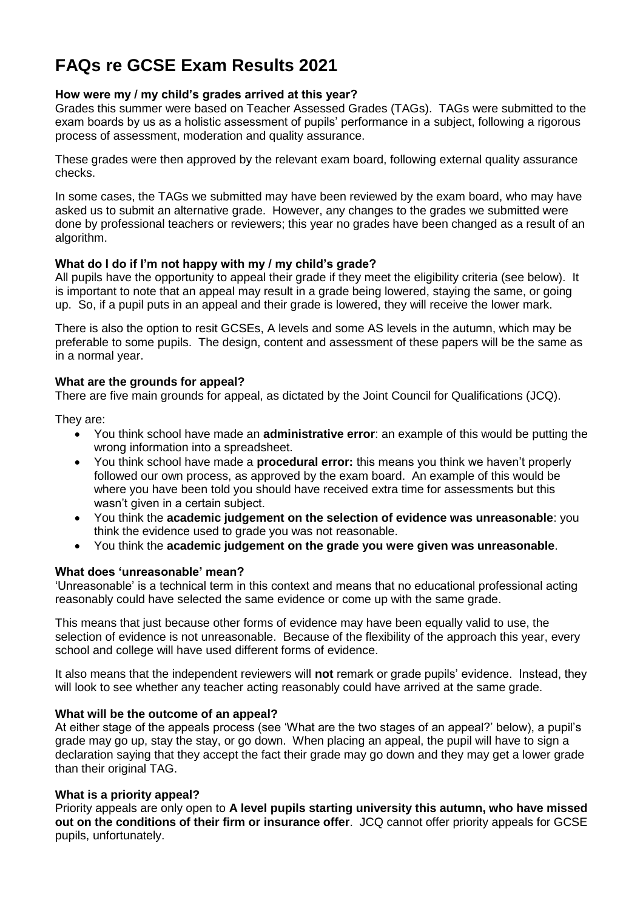# FAQs re GCSE Exam Results 2021

### How were my / my child's grades arrived at this year?

Grades this summer were based on Teacher Assessed Grades (TAGs). TAGs were submitted to the exam boards by us as a holistic assessment of pupils' performance in a subject, following a rigorous process of assessment, moderation and quality assurance.

These grades were then approved by the relevant exam board, following external quality assurance checks.

In some cases, the TAGs we submitted may have been reviewed by the exam board, who may have asked us to submit an alternative grade. However, any changes to the grades we submitted were done by professional teachers or reviewers; this year no grades have been changed as a result of an algorithm.

### What do I do if I'm not happy with my / my child's grade?

All pupils have the opportunity to appeal their grade if they meet the eligibility criteria (see below). It is important to note that an appeal may result in a grade being lowered, staying the same, or going up. So, if a pupil puts in an appeal and their grade is lowered, they will receive the lower mark.

There is also the option to resit GCSEs, A levels and some AS levels in the autumn, which may be preferable to some pupils. The design, content and assessment of these papers will be the same as in a normal year.

### What are the grounds for appeal?

There are five main grounds for appeal, as dictated by the Joint Council for Qualifications (JCQ).

They are:

- You think school have made an **administrative error**: an example of this would be putting the wrong information into a spreadsheet.
- You think school have made a **procedural error:** this means you think we haven't properly followed our own process, as approved by the exam board. An example of this would be where you have been told you should have received extra time for assessments but this wasn't given in a certain subject.
- You think the **academic judgement on the selection of evidence was unreasonable**: you think the evidence used to grade you was not reasonable.
- You think the **academic judgement on the grade you were given was unreasonable**.

### What does 'unreasonable' mean?

'Unreasonable' is a technical term in this context and means that no educational professional acting reasonably could have selected the same evidence or come up with the same grade.

This means that just because other forms of evidence may have been equally valid to use, the selection of evidence is not unreasonable. Because of the flexibility of the approach this year, every school and college will have used different forms of evidence.

It also means that the independent reviewers will **not** remark or grade pupils' evidence. Instead, they will look to see whether any teacher acting reasonably could have arrived at the same grade.

### What will be the outcome of an appeal?

At either stage of the appeals process (see 'What are the two stages of an appeal?' below), a pupil's grade may go up, stay the stay, or go down. When placing an appeal, the pupil will have to sign a declaration saying that they accept the fact their grade may go down and they may get a lower grade than their original TAG.

### What is a priority appeal?

Priority appeals are only open to **A level pupils starting university this autumn, who have missed out on the conditions of their firm or insurance offer**. JCQ cannot offer priority appeals for GCSE pupils, unfortunately.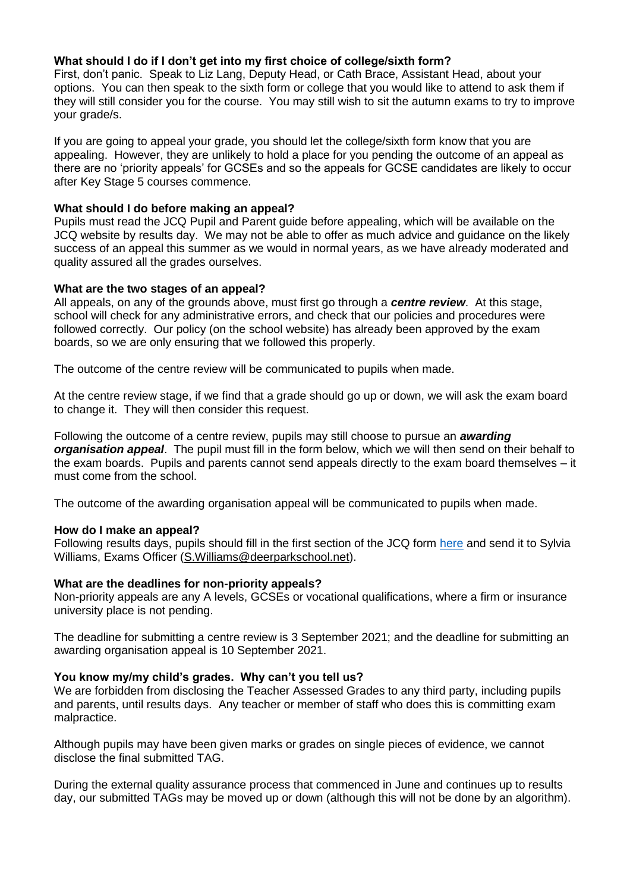**What should I do if I don't get into my first choice of college/sixth form?**

First, don't panic. Speak to Liz Lang, Deputy Head, or Cath Brace, Assistant Head, about your options. You can then speak to the sixth form or college that you would like to attend to ask them if they will still consider you for the course. You may still wish to sit the autumn exams to try to improve your grade/s.

If you are going to appeal your grade, you should let the college/sixth form know that you are appealing. However, they are unlikely to hold a place for you pending the outcome of an appeal as there are no 'priority appeals' for GCSEs and so the appeals for GCSE candidates are likely to occur after Key Stage 5 courses commence.

**What should I do before making an appeal?**

Pupils must read the JCQ Pupil and Parent guide before appealing, which will be available on the JCQ website by results day. We may not be able to offer as much advice and guidance on the likely success of an appeal this summer as we would in normal years, as we have already moderated and quality assured all the grades ourselves.

**What are the two stages of an appeal?**

All appeals, on any of the grounds above, must first go through a ***centre review***. At this stage, school will check for any administrative errors, and check that our policies and procedures were followed correctly. Our policy (on the school website) has already been approved by the exam boards, so we are only ensuring that we followed this properly.

The outcome of the centre review will be communicated to pupils when made.

At the centre review stage, if we find that a grade should go up or down, we will ask the exam board to change it. They will then consider this request.

Following the outcome of a centre review, pupils may still choose to pursue an ***awarding organisation appeal***. The pupil must fill in the form below, which we will then send on their behalf to the exam boards. Pupils and parents cannot send appeals directly to the exam board themselves – it must come from the school.

The outcome of the awarding organisation appeal will be communicated to pupils when made.

**How do I make an appeal?**

Following results days, pupils should fill in the first section of the JCQ form here and send it to Sylvia Williams, Exams Officer (S.Williams@deerparkschool.net).

**What are the deadlines for non-priority appeals?**

Non-priority appeals are any A levels, GCSEs or vocational qualifications, where a firm or insurance university place is not pending.

The deadline for submitting a centre review is 3 September 2021; and the deadline for submitting an awarding organisation appeal is 10 September 2021.

**You know my/my child's grades. Why can't you tell us?**

We are forbidden from disclosing the Teacher Assessed Grades to any third party, including pupils and parents, until results days. Any teacher or member of staff who does this is committing exam malpractice.

Although pupils may have been given marks or grades on single pieces of evidence, we cannot disclose the final submitted TAG.

During the external quality assurance process that commenced in June and continues up to results day, our submitted TAGs may be moved up or down (although this will not be done by an algorithm).